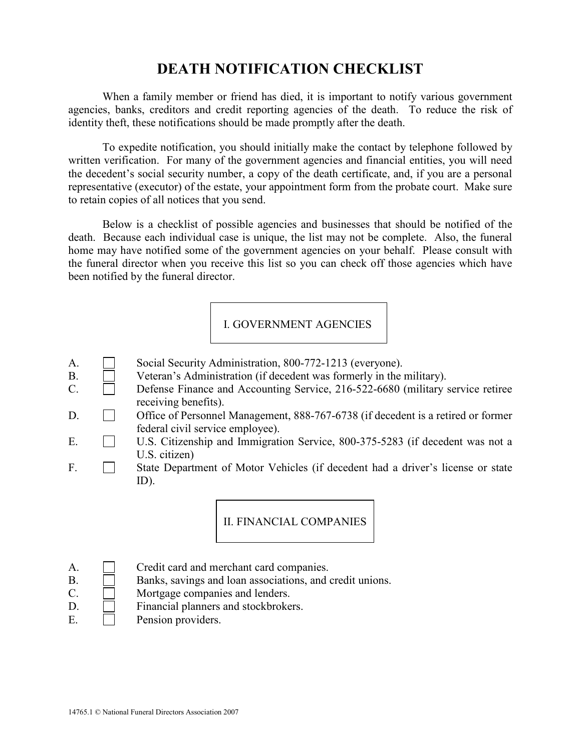# DEATH NOTIFICATION CHECKLIST

When a family member or friend has died, it is important to notify various government agencies, banks, creditors and credit reporting agencies of the death. To reduce the risk of identity theft, these notifications should be made promptly after the death.

To expedite notification, you should initially make the contact by telephone followed by written verification. For many of the government agencies and financial entities, you will need the decedent's social security number, a copy of the death certificate, and, if you are a personal representative (executor) of the estate, your appointment form from the probate court. Make sure to retain copies of all notices that you send.

Below is a checklist of possible agencies and businesses that should be notified of the death. Because each individual case is unique, the list may not be complete. Also, the funeral home may have notified some of the government agencies on your behalf. Please consult with the funeral director when you receive this list so you can check off those agencies which have been notified by the funeral director.

## I. GOVERNMENT AGENCIES

A. ☐ Social Security Administration, 800-772-1213 (everyone).

B. ☐ Veteran's Administration (if decedent was formerly in the military).

C. ☐ Defense Finance and Accounting Service, 216-522-6680 (military service retiree receiving benefits).

D. ☐ Office of Personnel Management, 888-767-6738 (if decedent is a retired or former federal civil service employee).

E. ☐ U.S. Citizenship and Immigration Service, 800-375-5283 (if decedent was not a U.S. citizen)

F. ☐ State Department of Motor Vehicles (if decedent had a driver's license or state ID).

## II. FINANCIAL COMPANIES

A. ☐ Credit card and merchant card companies.

B. ☐ Banks, savings and loan associations, and credit unions.

C. ☐ Mortgage companies and lenders.

D. ☐ Financial planners and stockbrokers.

E. ☐ Pension providers.

14765.1 © National Funeral Directors Association 2007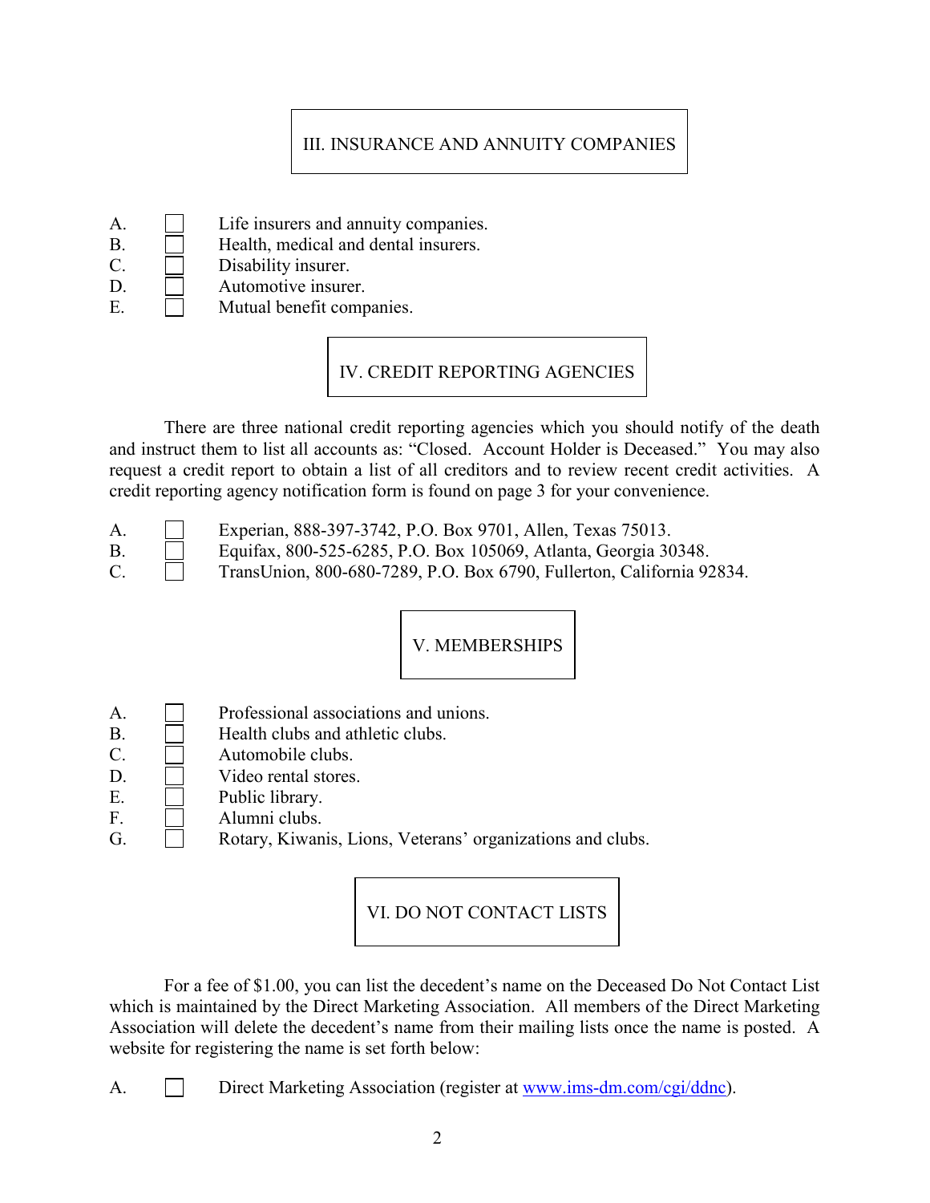## III. INSURANCE AND ANNUITY COMPANIES

- A. ☐ Life insurers and annuity companies.
- B. ☐ Health, medical and dental insurers.
- C. ☐ Disability insurer.
- D. ☐ Automotive insurer.
- E. ☐ Mutual benefit companies.

## IV. CREDIT REPORTING AGENCIES

There are three national credit reporting agencies which you should notify of the death and instruct them to list all accounts as: "Closed. Account Holder is Deceased." You may also request a credit report to obtain a list of all creditors and to review recent credit activities. A credit reporting agency notification form is found on page 3 for your convenience.

- A. ☐ Experian, 888-397-3742, P.O. Box 9701, Allen, Texas 75013.
- B. ☐ Equifax, 800-525-6285, P.O. Box 105069, Atlanta, Georgia 30348.
- C. ☐ TransUnion, 800-680-7289, P.O. Box 6790, Fullerton, California 92834.

## V. MEMBERSHIPS

- A. ☐ Professional associations and unions.
- B. ☐ Health clubs and athletic clubs.
- C. ☐ Automobile clubs.
- D. ☐ Video rental stores.
- E. ☐ Public library.
- F. ☐ Alumni clubs.
- G. ☐ Rotary, Kiwanis, Lions, Veterans' organizations and clubs.

## VI. DO NOT CONTACT LISTS

For a fee of $1.00, you can list the decedent's name on the Deceased Do Not Contact List which is maintained by the Direct Marketing Association. All members of the Direct Marketing Association will delete the decedent's name from their mailing lists once the name is posted. A website for registering the name is set forth below:

- A. ☐ Direct Marketing Association (register at [www.ims-dm.com/cgi/ddnc](www.ims-dm.com/cgi/ddnc)).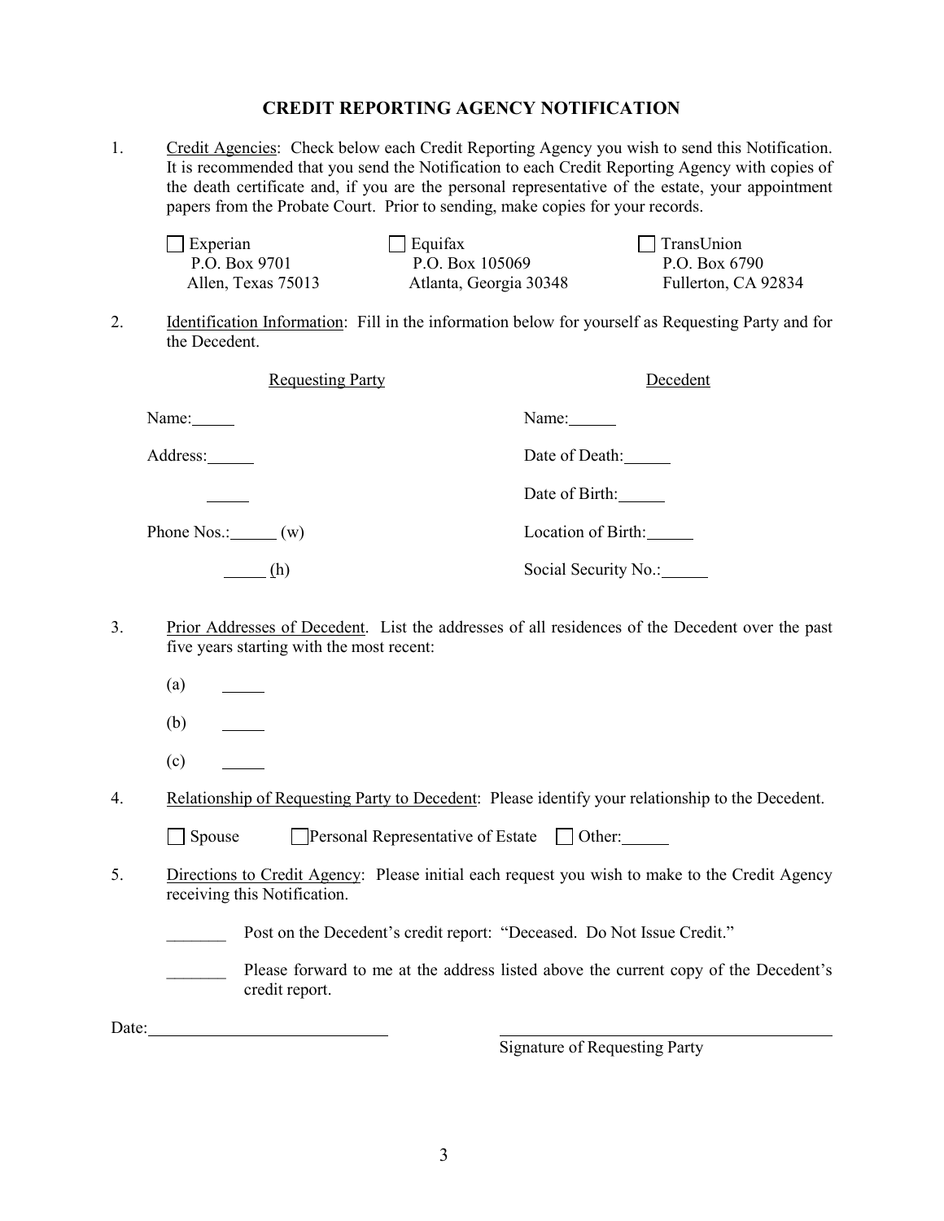# CREDIT REPORTING AGENCY NOTIFICATION

1. Credit Agencies: Check below each Credit Reporting Agency you wish to send this Notification. It is recommended that you send the Notification to each Credit Reporting Agency with copies of the death certificate and, if you are the personal representative of the estate, your appointment papers from the Probate Court. Prior to sending, make copies for your records.

   ☐ Experian
   P.O. Box 9701
   Allen, Texas 75013

   ☐ Equifax
   P.O. Box 105069
   Atlanta, Georgia 30348

   ☐ TransUnion
   P.O. Box 6790
   Fullerton, CA 92834

2. Identification Information: Fill in the information below for yourself as Requesting Party and for the Decedent.

| Requesting Party | Decedent |
|---|---|
| Name:_____ | Name:_____ |
| Address:_____ | Date of Death:_____ |
| _____ | Date of Birth:_____ |
| Phone Nos.:_____ (w) | Location of Birth:_____ |
| _____ (h) | Social Security No.:_____ |

3. Prior Addresses of Decedent. List the addresses of all residences of the Decedent over the past five years starting with the most recent:

   (a) _____

   (b) _____

   (c) _____

4. Relationship of Requesting Party to Decedent: Please identify your relationship to the Decedent.

   ☐ Spouse ☐ Personal Representative of Estate ☐ Other:_____

5. Directions to Credit Agency: Please initial each request you wish to make to the Credit Agency receiving this Notification.

   _______ Post on the Decedent's credit report: "Deceased. Do Not Issue Credit."

   _______ Please forward to me at the address listed above the current copy of the Decedent's credit report.

Date:______________________________

______________________________
Signature of Requesting Party